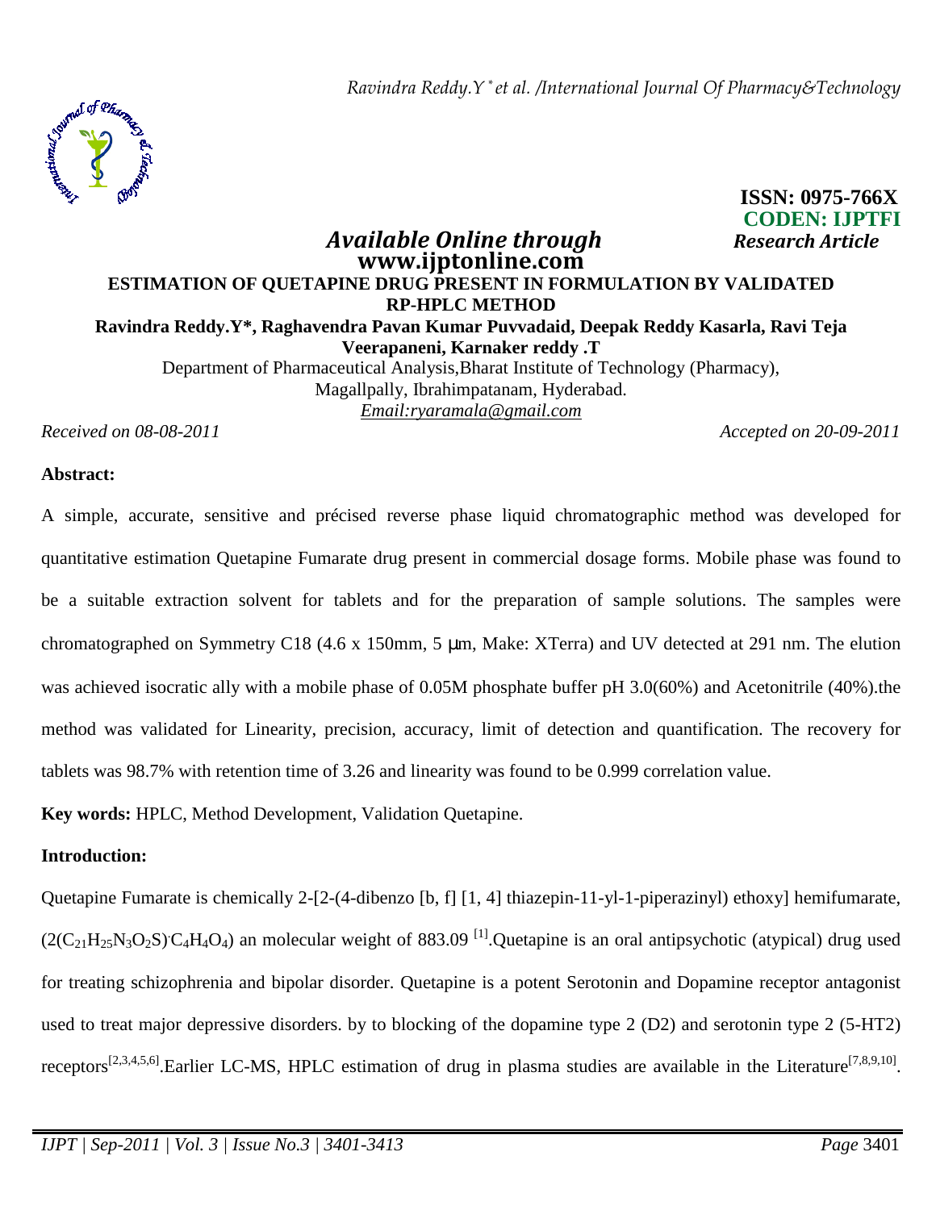ISSN: 0975-766X
CODEN: IJPTFI

*Available Online through* *Research Article*

**www.ijptonline.com**

# ESTIMATION OF QUETAPINE DRUG PRESENT IN FORMULATION BY VALIDATED RP-HPLC METHOD

**Ravindra Reddy.Y*, Raghavendra Pavan Kumar Puvvadaid, Deepak Reddy Kasarla, Ravi Teja Veerapaneni, Karnaker reddy .T**

Department of Pharmaceutical Analysis,Bharat Institute of Technology (Pharmacy), Magallpally, Ibrahimpatanam, Hyderabad.

*Email:ryaramala@gmail.com*

*Received on 08-08-2011* *Accepted on 20-09-2011*

## Abstract:

A simple, accurate, sensitive and précised reverse phase liquid chromatographic method was developed for quantitative estimation Quetapine Fumarate drug present in commercial dosage forms. Mobile phase was found to be a suitable extraction solvent for tablets and for the preparation of sample solutions. The samples were chromatographed on Symmetry C18 (4.6 x 150mm, 5 μm, Make: XTerra) and UV detected at 291 nm. The elution was achieved isocratic ally with a mobile phase of 0.05M phosphate buffer pH 3.0(60%) and Acetonitrile (40%).the method was validated for Linearity, precision, accuracy, limit of detection and quantification. The recovery for tablets was 98.7% with retention time of 3.26 and linearity was found to be 0.999 correlation value.

**Key words:** HPLC, Method Development, Validation Quetapine.

## Introduction:

Quetapine Fumarate is chemically 2-[2-(4-dibenzo [b, f] [1, 4] thiazepin-11-yl-1-piperazinyl) ethoxy] hemifumarate, $(2(C_{21}H_{25}N_3O_2S)\cdot C_4H_4O_4)$ an molecular weight of 883.09 [1].Quetapine is an oral antipsychotic (atypical) drug used for treating schizophrenia and bipolar disorder. Quetapine is a potent Serotonin and Dopamine receptor antagonist used to treat major depressive disorders. by to blocking of the dopamine type 2 (D2) and serotonin type 2 (5-HT2) receptors[2,3,4,5,6].Earlier LC-MS, HPLC estimation of drug in plasma studies are available in the Literature[7,8,9,10].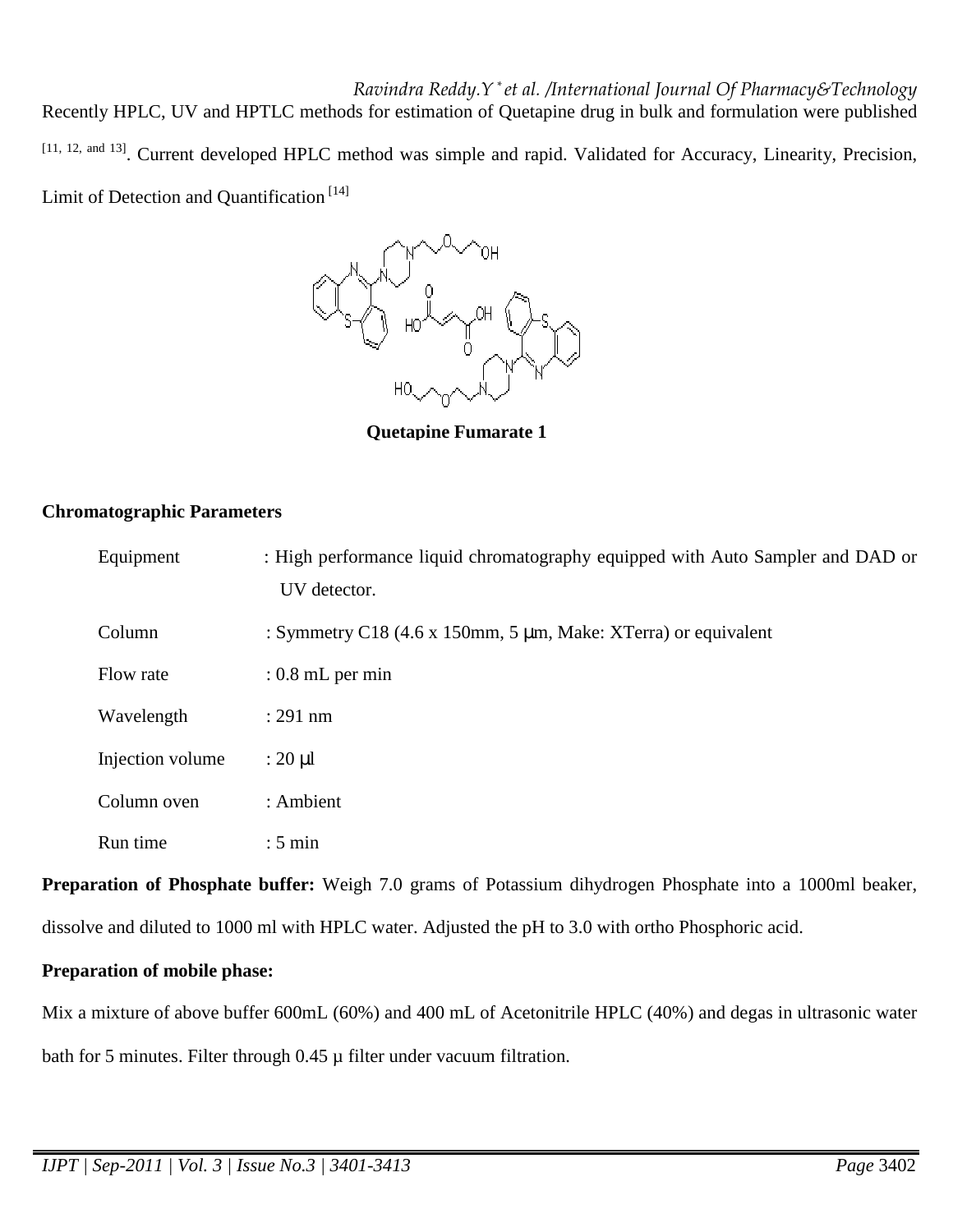Recently HPLC, UV and HPTLC methods for estimation of Quetapine drug in bulk and formulation were published [11, 12, and 13]. Current developed HPLC method was simple and rapid. Validated for Accuracy, Linearity, Precision, Limit of Detection and Quantification [14]

**Quetapine Fumarate 1**

**Chromatographic Parameters**

| | |
|---|---|
| Equipment | : High performance liquid chromatography equipped with Auto Sampler and DAD or UV detector. |
| Column | : Symmetry C18 (4.6 x 150mm, 5 µm, Make: XTerra) or equivalent |
| Flow rate | : 0.8 mL per min |
| Wavelength | : 291 nm |
| Injection volume | : 20 µl |
| Column oven | : Ambient |
| Run time | : 5 min |

**Preparation of Phosphate buffer:** Weigh 7.0 grams of Potassium dihydrogen Phosphate into a 1000ml beaker, dissolve and diluted to 1000 ml with HPLC water. Adjusted the pH to 3.0 with ortho Phosphoric acid.

**Preparation of mobile phase:**

Mix a mixture of above buffer 600mL (60%) and 400 mL of Acetonitrile HPLC (40%) and degas in ultrasonic water bath for 5 minutes. Filter through 0.45 µ filter under vacuum filtration.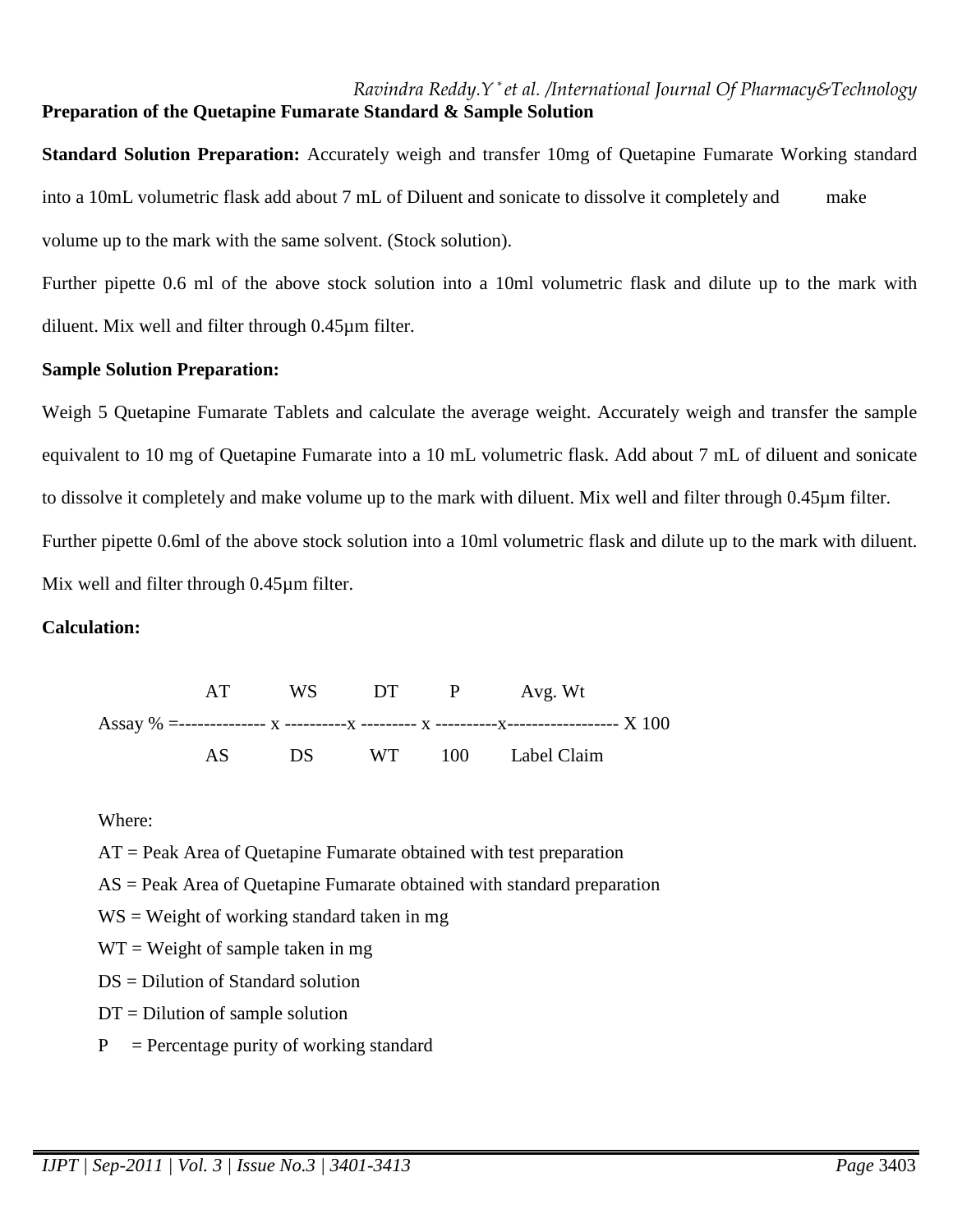**Preparation of the Quetapine Fumarate Standard & Sample Solution**

**Standard Solution Preparation:** Accurately weigh and transfer 10mg of Quetapine Fumarate Working standard into a 10mL volumetric flask add about 7 mL of Diluent and sonicate to dissolve it completely and make volume up to the mark with the same solvent. (Stock solution).

Further pipette 0.6 ml of the above stock solution into a 10ml volumetric flask and dilute up to the mark with diluent. Mix well and filter through 0.45µm filter.

**Sample Solution Preparation:**

Weigh 5 Quetapine Fumarate Tablets and calculate the average weight. Accurately weigh and transfer the sample equivalent to 10 mg of Quetapine Fumarate into a 10 mL volumetric flask. Add about 7 mL of diluent and sonicate to dissolve it completely and make volume up to the mark with diluent. Mix well and filter through 0.45µm filter.

Further pipette 0.6ml of the above stock solution into a 10ml volumetric flask and dilute up to the mark with diluent. Mix well and filter through 0.45µm filter.

**Calculation:**

$$\text{Assay \%} = \frac{AT}{AS} \times \frac{WS}{DS} \times \frac{DT}{WT} \times \frac{P}{100} \times \frac{\text{Avg. Wt}}{\text{Label Claim}} \times 100$$

Where:

AT = Peak Area of Quetapine Fumarate obtained with test preparation

AS = Peak Area of Quetapine Fumarate obtained with standard preparation

WS = Weight of working standard taken in mg

WT = Weight of sample taken in mg

DS = Dilution of Standard solution

DT = Dilution of sample solution

P = Percentage purity of working standard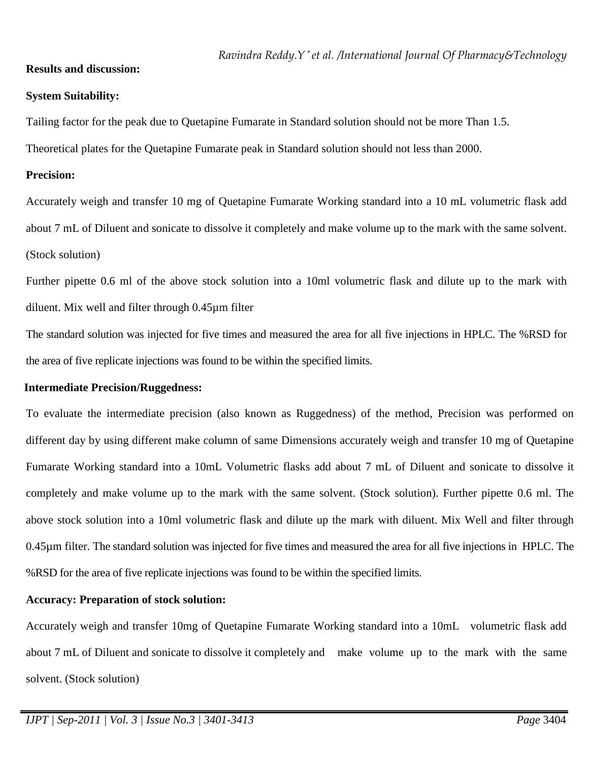**Results and discussion:**

**System Suitability:**

Tailing factor for the peak due to Quetapine Fumarate in Standard solution should not be more Than 1.5.

Theoretical plates for the Quetapine Fumarate peak in Standard solution should not less than 2000.

**Precision:**

Accurately weigh and transfer 10 mg of Quetapine Fumarate Working standard into a 10 mL volumetric flask add about 7 mL of Diluent and sonicate to dissolve it completely and make volume up to the mark with the same solvent. (Stock solution)

Further pipette 0.6 ml of the above stock solution into a 10ml volumetric flask and dilute up to the mark with diluent. Mix well and filter through 0.45µm filter

The standard solution was injected for five times and measured the area for all five injections in HPLC. The %RSD for the area of five replicate injections was found to be within the specified limits.

**Intermediate Precision/Ruggedness:**

To evaluate the intermediate precision (also known as Ruggedness) of the method, Precision was performed on different day by using different make column of same Dimensions accurately weigh and transfer 10 mg of Quetapine Fumarate Working standard into a 10mL Volumetric flasks add about 7 mL of Diluent and sonicate to dissolve it completely and make volume up to the mark with the same solvent. (Stock solution). Further pipette 0.6 ml. The above stock solution into a 10ml volumetric flask and dilute up the mark with diluent. Mix Well and filter through 0.45µm filter. The standard solution was injected for five times and measured the area for all five injections in HPLC. The %RSD for the area of five replicate injections was found to be within the specified limits.

**Accuracy: Preparation of stock solution:**

Accurately weigh and transfer 10mg of Quetapine Fumarate Working standard into a 10mL volumetric flask add about 7 mL of Diluent and sonicate to dissolve it completely and make volume up to the mark with the same solvent. (Stock solution)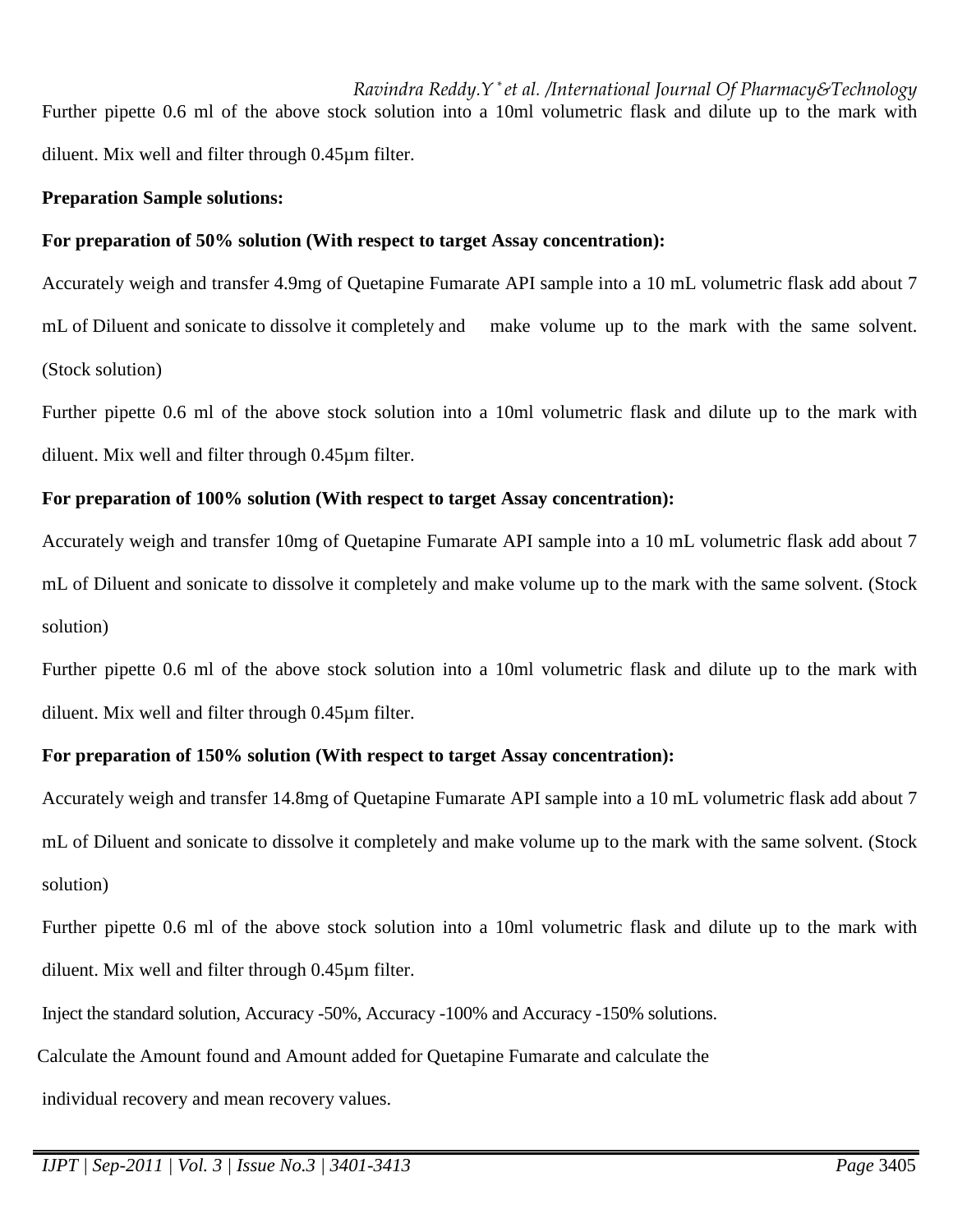Further pipette 0.6 ml of the above stock solution into a 10ml volumetric flask and dilute up to the mark with diluent. Mix well and filter through 0.45µm filter.

**Preparation Sample solutions:**

**For preparation of 50% solution (With respect to target Assay concentration):**

Accurately weigh and transfer 4.9mg of Quetapine Fumarate API sample into a 10 mL volumetric flask add about 7 mL of Diluent and sonicate to dissolve it completely and make volume up to the mark with the same solvent. (Stock solution)

Further pipette 0.6 ml of the above stock solution into a 10ml volumetric flask and dilute up to the mark with diluent. Mix well and filter through 0.45µm filter.

**For preparation of 100% solution (With respect to target Assay concentration):**

Accurately weigh and transfer 10mg of Quetapine Fumarate API sample into a 10 mL volumetric flask add about 7 mL of Diluent and sonicate to dissolve it completely and make volume up to the mark with the same solvent. (Stock solution)

Further pipette 0.6 ml of the above stock solution into a 10ml volumetric flask and dilute up to the mark with diluent. Mix well and filter through 0.45µm filter.

**For preparation of 150% solution (With respect to target Assay concentration):**

Accurately weigh and transfer 14.8mg of Quetapine Fumarate API sample into a 10 mL volumetric flask add about 7 mL of Diluent and sonicate to dissolve it completely and make volume up to the mark with the same solvent. (Stock solution)

Further pipette 0.6 ml of the above stock solution into a 10ml volumetric flask and dilute up to the mark with diluent. Mix well and filter through 0.45µm filter.

Inject the standard solution, Accuracy -50%, Accuracy -100% and Accuracy -150% solutions.

Calculate the Amount found and Amount added for Quetapine Fumarate and calculate the individual recovery and mean recovery values.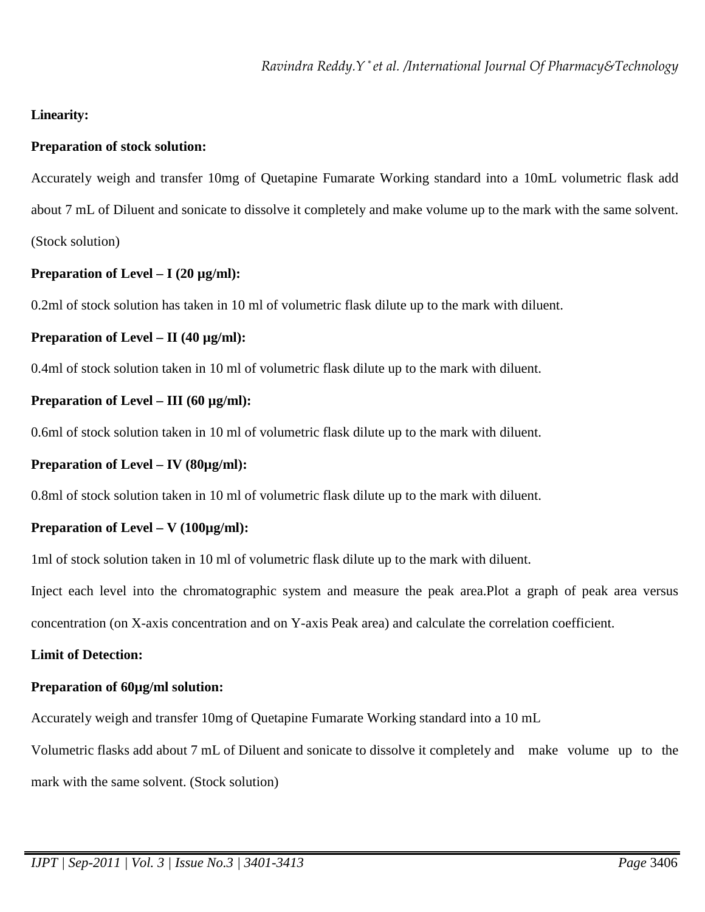**Linearity:**

**Preparation of stock solution:**

Accurately weigh and transfer 10mg of Quetapine Fumarate Working standard into a 10mL volumetric flask add about 7 mL of Diluent and sonicate to dissolve it completely and make volume up to the mark with the same solvent. (Stock solution)

**Preparation of Level – I (20 µg/ml):**

0.2ml of stock solution has taken in 10 ml of volumetric flask dilute up to the mark with diluent.

**Preparation of Level – II (40 µg/ml):**

0.4ml of stock solution taken in 10 ml of volumetric flask dilute up to the mark with diluent.

**Preparation of Level – III (60 µg/ml):**

0.6ml of stock solution taken in 10 ml of volumetric flask dilute up to the mark with diluent.

**Preparation of Level – IV (80µg/ml):**

0.8ml of stock solution taken in 10 ml of volumetric flask dilute up to the mark with diluent.

**Preparation of Level – V (100µg/ml):**

1ml of stock solution taken in 10 ml of volumetric flask dilute up to the mark with diluent.

Inject each level into the chromatographic system and measure the peak area.Plot a graph of peak area versus concentration (on X-axis concentration and on Y-axis Peak area) and calculate the correlation coefficient.

**Limit of Detection:**

**Preparation of 60µg/ml solution:**

Accurately weigh and transfer 10mg of Quetapine Fumarate Working standard into a 10 mL

Volumetric flasks add about 7 mL of Diluent and sonicate to dissolve it completely and make volume up to the mark with the same solvent. (Stock solution)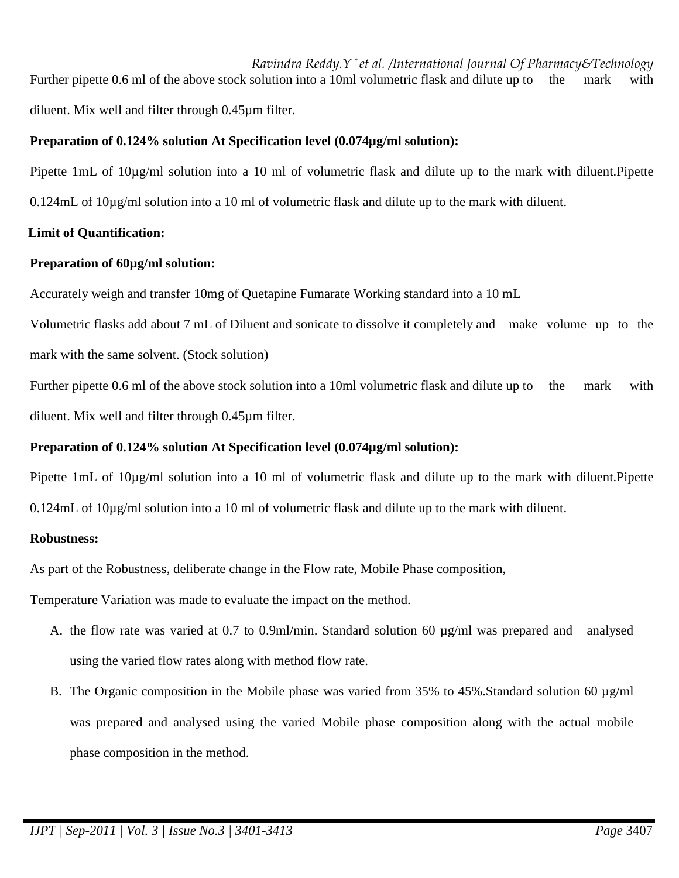Further pipette 0.6 ml of the above stock solution into a 10ml volumetric flask and dilute up to the mark with diluent. Mix well and filter through 0.45µm filter.

**Preparation of 0.124% solution At Specification level (0.074µg/ml solution):**

Pipette 1mL of 10µg/ml solution into a 10 ml of volumetric flask and dilute up to the mark with diluent.Pipette 0.124mL of 10µg/ml solution into a 10 ml of volumetric flask and dilute up to the mark with diluent.

**Limit of Quantification:**

**Preparation of 60µg/ml solution:**

Accurately weigh and transfer 10mg of Quetapine Fumarate Working standard into a 10 mL Volumetric flasks add about 7 mL of Diluent and sonicate to dissolve it completely and make volume up to the mark with the same solvent. (Stock solution)

Further pipette 0.6 ml of the above stock solution into a 10ml volumetric flask and dilute up to the mark with diluent. Mix well and filter through 0.45µm filter.

**Preparation of 0.124% solution At Specification level (0.074µg/ml solution):**

Pipette 1mL of 10µg/ml solution into a 10 ml of volumetric flask and dilute up to the mark with diluent.Pipette 0.124mL of 10µg/ml solution into a 10 ml of volumetric flask and dilute up to the mark with diluent.

**Robustness:**

As part of the Robustness, deliberate change in the Flow rate, Mobile Phase composition, Temperature Variation was made to evaluate the impact on the method.

A. the flow rate was varied at 0.7 to 0.9ml/min. Standard solution 60 µg/ml was prepared and analysed using the varied flow rates along with method flow rate.

B. The Organic composition in the Mobile phase was varied from 35% to 45%.Standard solution 60 µg/ml was prepared and analysed using the varied Mobile phase composition along with the actual mobile phase composition in the method.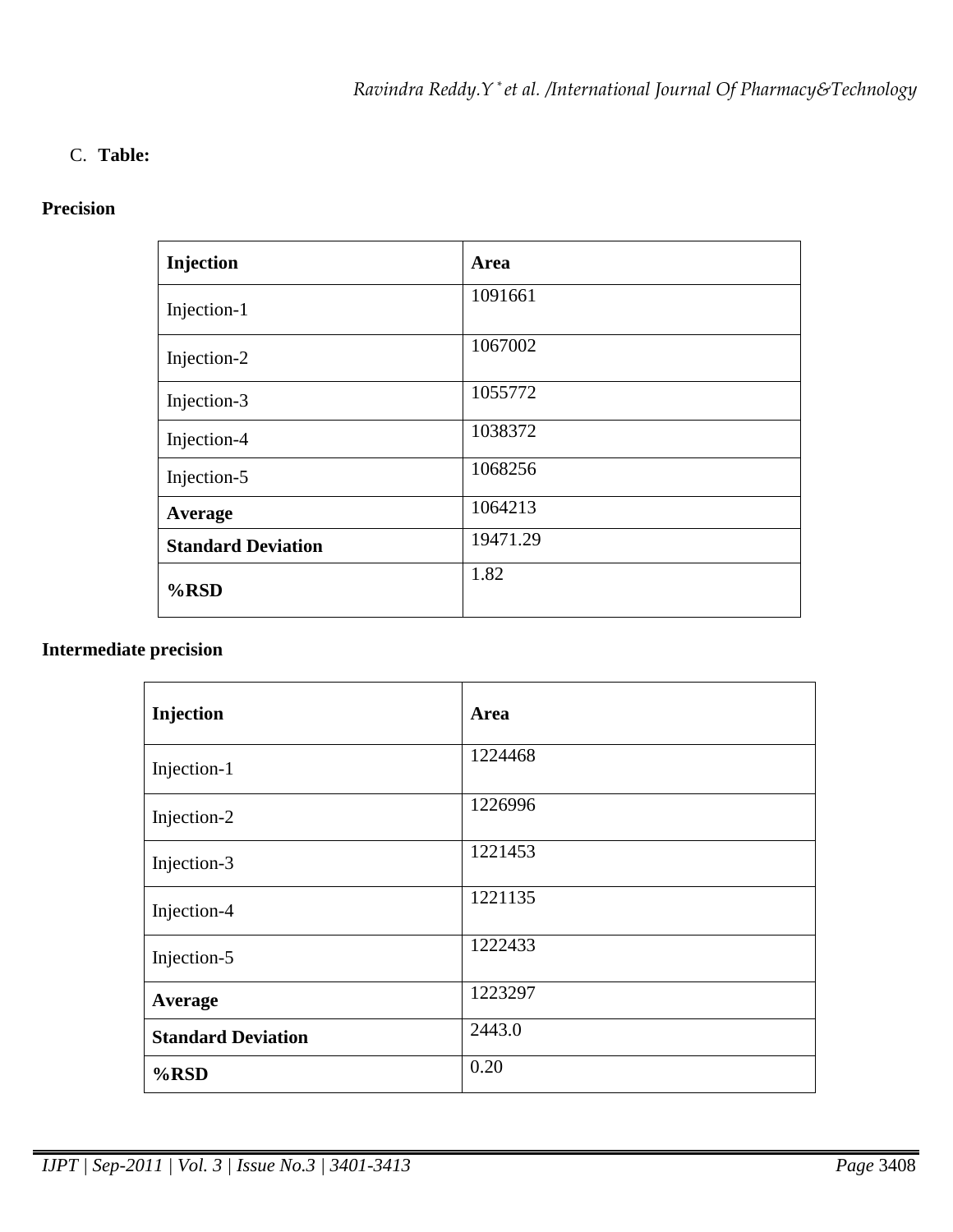C. **Table:**

**Precision**

| **Injection** | **Area** |
|---|---|
| Injection-1 | 1091661 |
| Injection-2 | 1067002 |
| Injection-3 | 1055772 |
| Injection-4 | 1038372 |
| Injection-5 | 1068256 |
| **Average** | 1064213 |
| **Standard Deviation** | 19471.29 |
| **%RSD** | 1.82 |

**Intermediate precision**

| **Injection** | **Area** |
|---|---|
| Injection-1 | 1224468 |
| Injection-2 | 1226996 |
| Injection-3 | 1221453 |
| Injection-4 | 1221135 |
| Injection-5 | 1222433 |
| **Average** | 1223297 |
| **Standard Deviation** | 2443.0 |
| **%RSD** | 0.20 |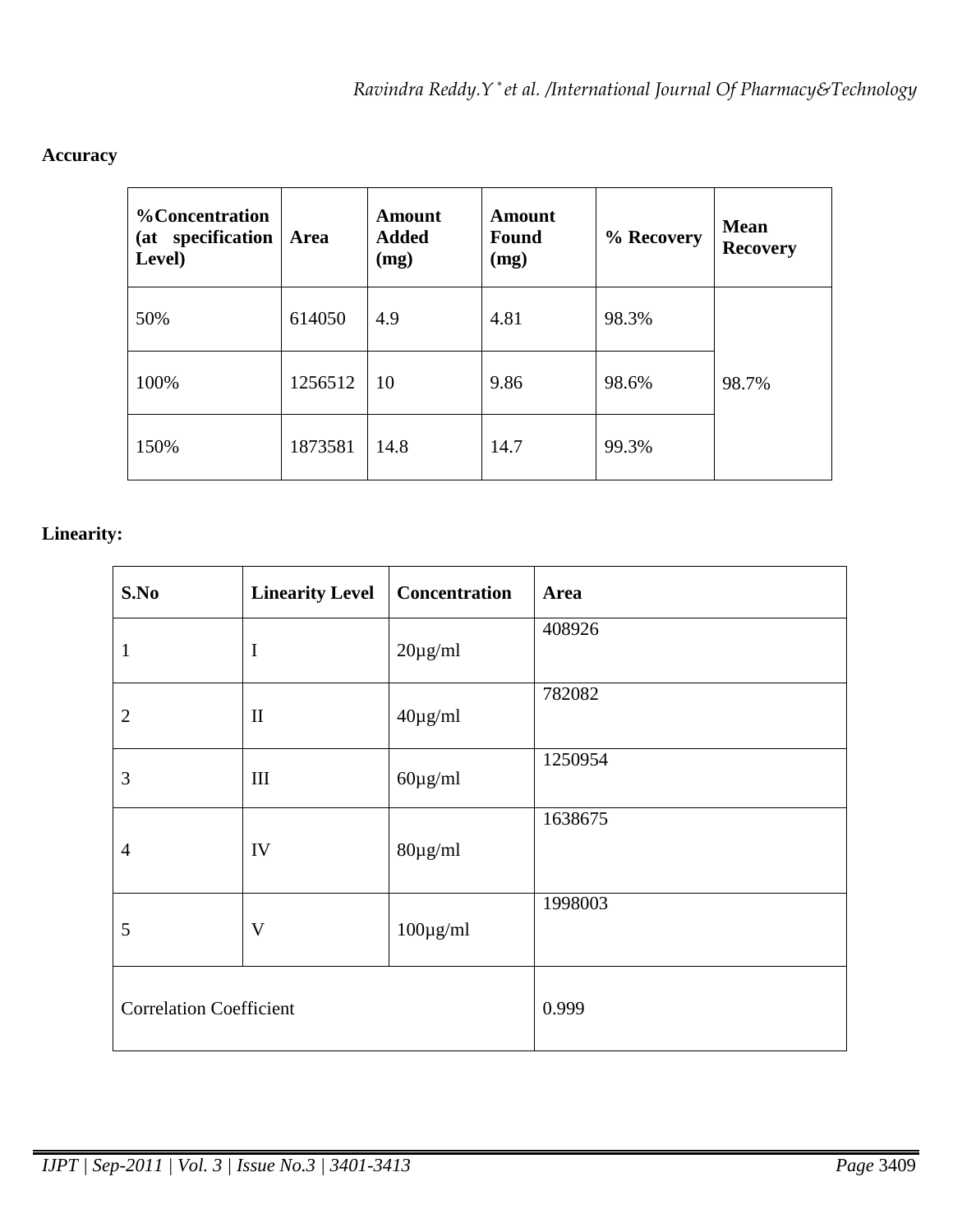**Accuracy**

| %Concentration (at specification Level) | Area | Amount Added (mg) | Amount Found (mg) | % Recovery | Mean Recovery |
|---|---|---|---|---|---|
| 50% | 614050 | 4.9 | 4.81 | 98.3% | 98.7% |
| 100% | 1256512 | 10 | 9.86 | 98.6% | |
| 150% | 1873581 | 14.8 | 14.7 | 99.3% | |

**Linearity:**

| S.No | Linearity Level | Concentration | Area |
|---|---|---|---|
| 1 | I | 20µg/ml | 408926 |
| 2 | II | 40µg/ml | 782082 |
| 3 | III | 60µg/ml | 1250954 |
| 4 | IV | 80µg/ml | 1638675 |
| 5 | V | 100µg/ml | 1998003 |
| Correlation Coefficient | | | 0.999 |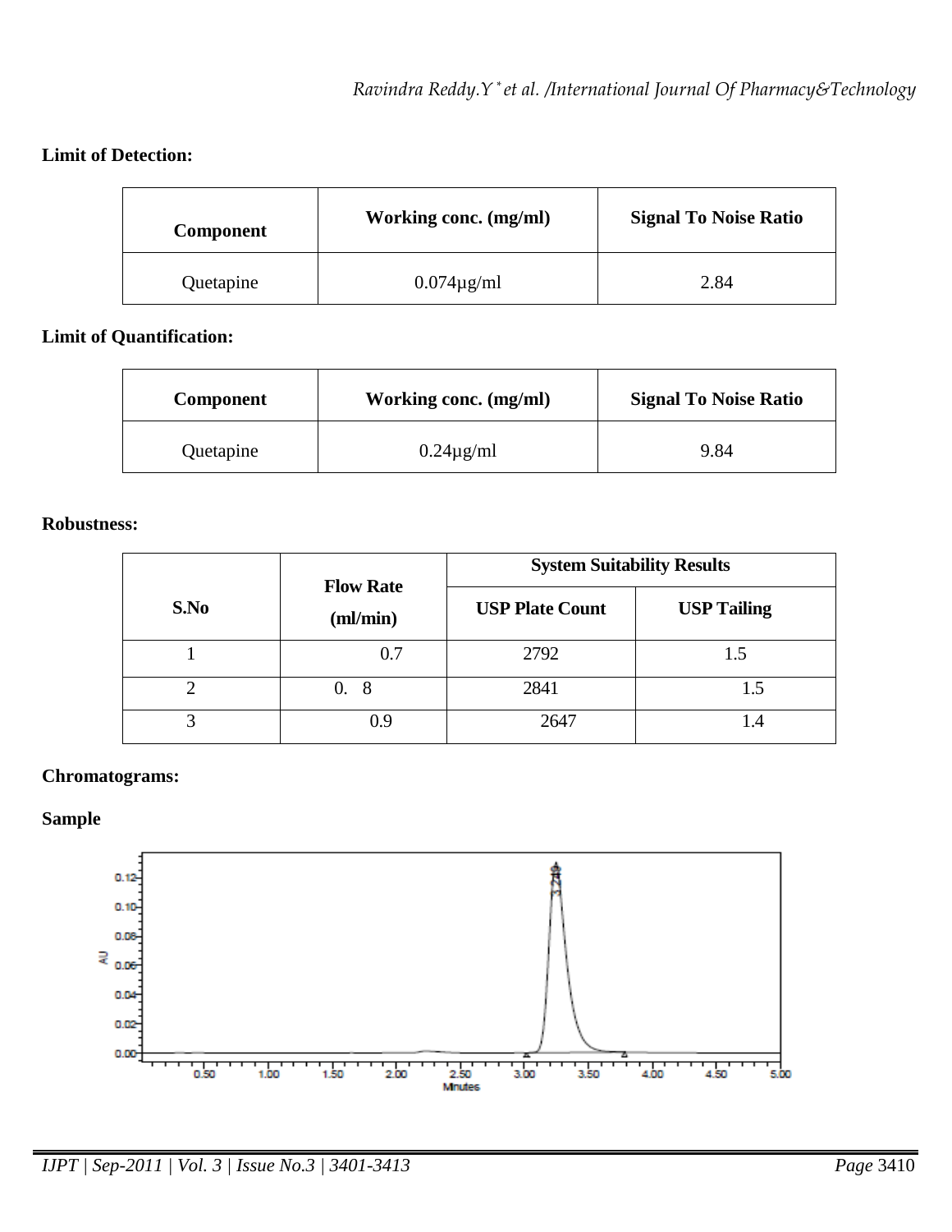**Limit of Detection:**

| Component | Working conc. (mg/ml) | Signal To Noise Ratio |
| --- | --- | --- |
| Quetapine | 0.074µg/ml | 2.84 |

**Limit of Quantification:**

| Component | Working conc. (mg/ml) | Signal To Noise Ratio |
| --- | --- | --- |
| Quetapine | 0.24µg/ml | 9.84 |

**Robustness:**

| S.No | Flow Rate (ml/min) | System Suitability Results | |
| --- | --- | --- | --- |
| | | USP Plate Count | USP Tailing |
| 1 | 0.7 | 2792 | 1.5 |
| 2 | 0. 8 | 2841 | 1.5 |
| 3 | 0.9 | 2647 | 1.4 |

**Chromatograms:**

**Sample**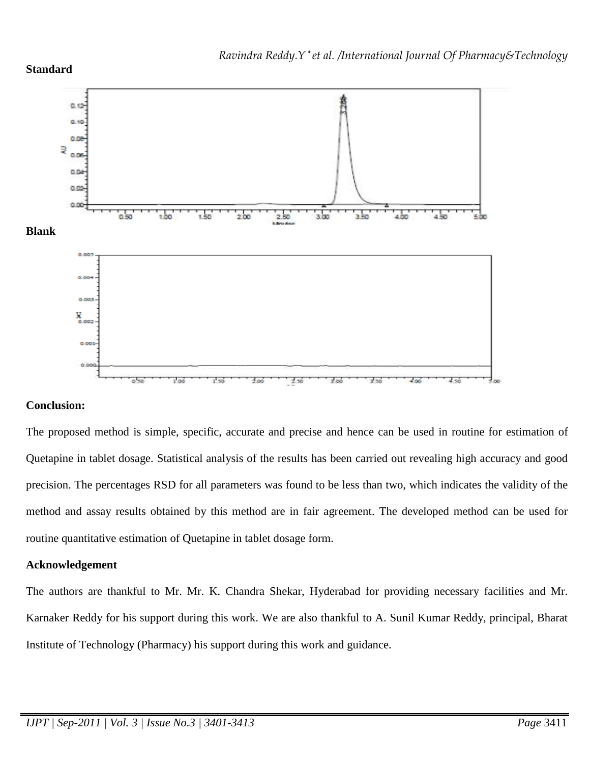**Standard**

**Blank**

**Conclusion:**

The proposed method is simple, specific, accurate and precise and hence can be used in routine for estimation of Quetapine in tablet dosage. Statistical analysis of the results has been carried out revealing high accuracy and good precision. The percentages RSD for all parameters was found to be less than two, which indicates the validity of the method and assay results obtained by this method are in fair agreement. The developed method can be used for routine quantitative estimation of Quetapine in tablet dosage form.

**Acknowledgement**

The authors are thankful to Mr. Mr. K. Chandra Shekar, Hyderabad for providing necessary facilities and Mr. Karnaker Reddy for his support during this work. We are also thankful to A. Sunil Kumar Reddy, principal, Bharat Institute of Technology (Pharmacy) his support during this work and guidance.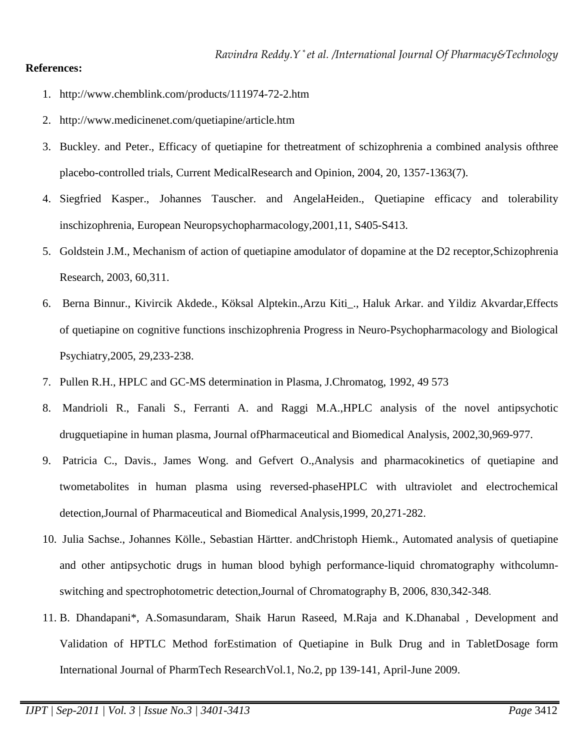**References:**

1. http://www.chemblink.com/products/111974-72-2.htm
2. http://www.medicinenet.com/quetiapine/article.htm
3. Buckley. and Peter., Efficacy of quetiapine for thetreatment of schizophrenia a combined analysis ofthree placebo-controlled trials, Current MedicalResearch and Opinion, 2004, 20, 1357-1363(7).
4. Siegfried Kasper., Johannes Tauscher. and AngelaHeiden., Quetiapine efficacy and tolerability inschizophrenia, European Neuropsychopharmacology,2001,11, S405-S413.
5. Goldstein J.M., Mechanism of action of quetiapine amodulator of dopamine at the D2 receptor,Schizophrenia Research, 2003, 60,311.
6. Berna Binnur., Kivircik Akdede., Köksal Alptekin.,Arzu Kiti_., Haluk Arkar. and Yildiz Akvardar,Effects of quetiapine on cognitive functions inschizophrenia Progress in Neuro-Psychopharmacology and Biological Psychiatry,2005, 29,233-238.
7. Pullen R.H., HPLC and GC-MS determination in Plasma, J.Chromatog, 1992, 49 573
8. Mandrioli R., Fanali S., Ferranti A. and Raggi M.A.,HPLC analysis of the novel antipsychotic drugquetiapine in human plasma, Journal ofPharmaceutical and Biomedical Analysis, 2002,30,969-977.
9. Patricia C., Davis., James Wong. and Gefvert O.,Analysis and pharmacokinetics of quetiapine and twometabolites in human plasma using reversed-phaseHPLC with ultraviolet and electrochemical detection,Journal of Pharmaceutical and Biomedical Analysis,1999, 20,271-282.
10. Julia Sachse., Johannes Kölle., Sebastian Härtter. andChristoph Hiemk., Automated analysis of quetiapine and other antipsychotic drugs in human blood byhigh performance-liquid chromatography withcolumn-switching and spectrophotometric detection,Journal of Chromatography B, 2006, 830,342-348.
11. B. Dhandapani*, A.Somasundaram, Shaik Harun Raseed, M.Raja and K.Dhanabal , Development and Validation of HPTLC Method forEstimation of Quetiapine in Bulk Drug and in TabletDosage form International Journal of PharmTech ResearchVol.1, No.2, pp 139-141, April-June 2009.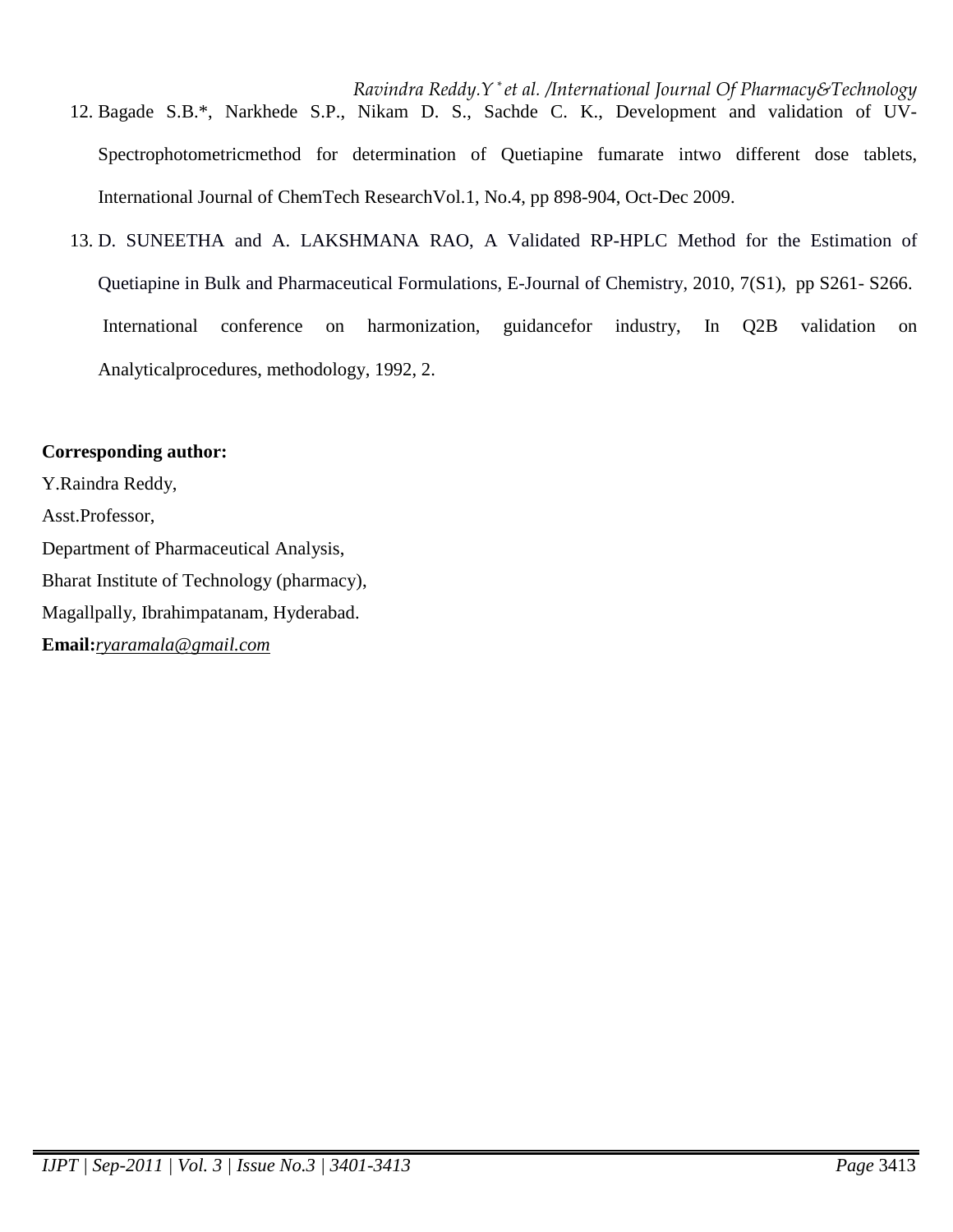12. Bagade S.B.*, Narkhede S.P., Nikam D. S., Sachde C. K., Development and validation of UV-Spectrophotometricmethod for determination of Quetiapine fumarate intwo different dose tablets, International Journal of ChemTech ResearchVol.1, No.4, pp 898-904, Oct-Dec 2009.
13. D. SUNEETHA and A. LAKSHMANA RAO, A Validated RP-HPLC Method for the Estimation of Quetiapine in Bulk and Pharmaceutical Formulations, E-Journal of Chemistry, 2010, 7(S1), pp S261- S266. International conference on harmonization, guidancefor industry, In Q2B validation on Analyticalprocedures, methodology, 1992, 2.

**Corresponding author:**

Y.Raindra Reddy,

Asst.Professor,

Department of Pharmaceutical Analysis,

Bharat Institute of Technology (pharmacy),

Magallpally, Ibrahimpatanam, Hyderabad.

**Email:***ryaramala@gmail.com*